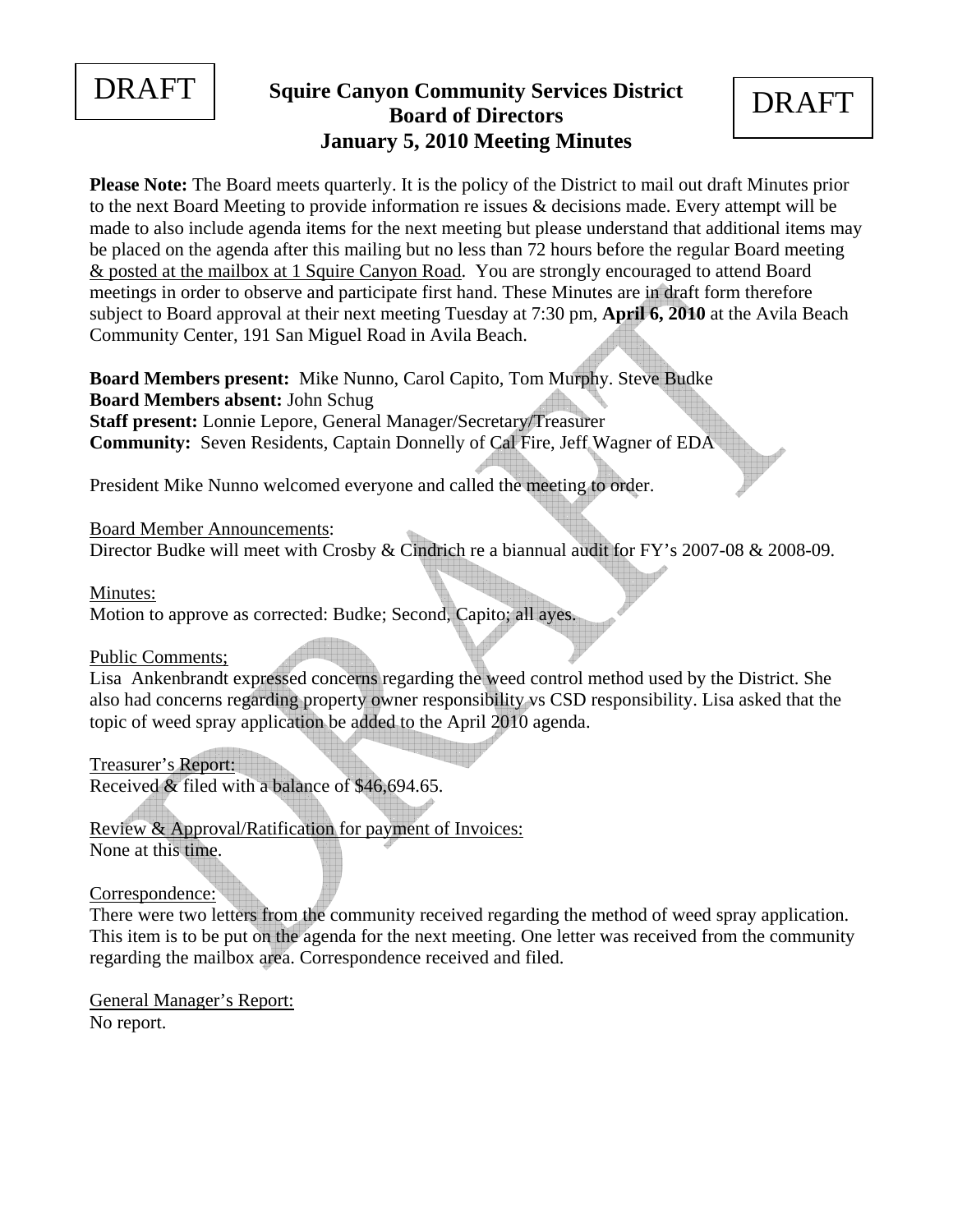DRAFT

# Squire Canyon Community Services District
## Board of Directors
## January 5, 2010 Meeting Minutes

DRAFT

**Please Note:** The Board meets quarterly. It is the policy of the District to mail out draft Minutes prior to the next Board Meeting to provide information re issues & decisions made. Every attempt will be made to also include agenda items for the next meeting but please understand that additional items may be placed on the agenda after this mailing but no less than 72 hours before the regular Board meeting <u>& posted at the mailbox at 1 Squire Canyon Road</u>. You are strongly encouraged to attend Board meetings in order to observe and participate first hand. These Minutes are in draft form therefore subject to Board approval at their next meeting Tuesday at 7:30 pm, **April 6, 2010** at the Avila Beach Community Center, 191 San Miguel Road in Avila Beach.

**Board Members present:** Mike Nunno, Carol Capito, Tom Murphy. Steve Budke
**Board Members absent:** John Schug
**Staff present:** Lonnie Lepore, General Manager/Secretary/Treasurer
**Community:** Seven Residents, Captain Donnelly of Cal Fire, Jeff Wagner of EDA

President Mike Nunno welcomed everyone and called the meeting to order.

<u>Board Member Announcements</u>:
Director Budke will meet with Crosby & Cindrich re a biannual audit for FY's 2007-08 & 2008-09.

<u>Minutes:</u>
Motion to approve as corrected: Budke; Second, Capito; all ayes.

<u>Public Comments;</u>
Lisa Ankenbrandt expressed concerns regarding the weed control method used by the District. She also had concerns regarding property owner responsibility vs CSD responsibility. Lisa asked that the topic of weed spray application be added to the April 2010 agenda.

<u>Treasurer's Report:</u>
Received & filed with a balance of $46,694.65.

<u>Review & Approval/Ratification for payment of Invoices:</u>
None at this time.

<u>Correspondence:</u>
There were two letters from the community received regarding the method of weed spray application. This item is to be put on the agenda for the next meeting. One letter was received from the community regarding the mailbox area. Correspondence received and filed.

<u>General Manager's Report:</u>
No report.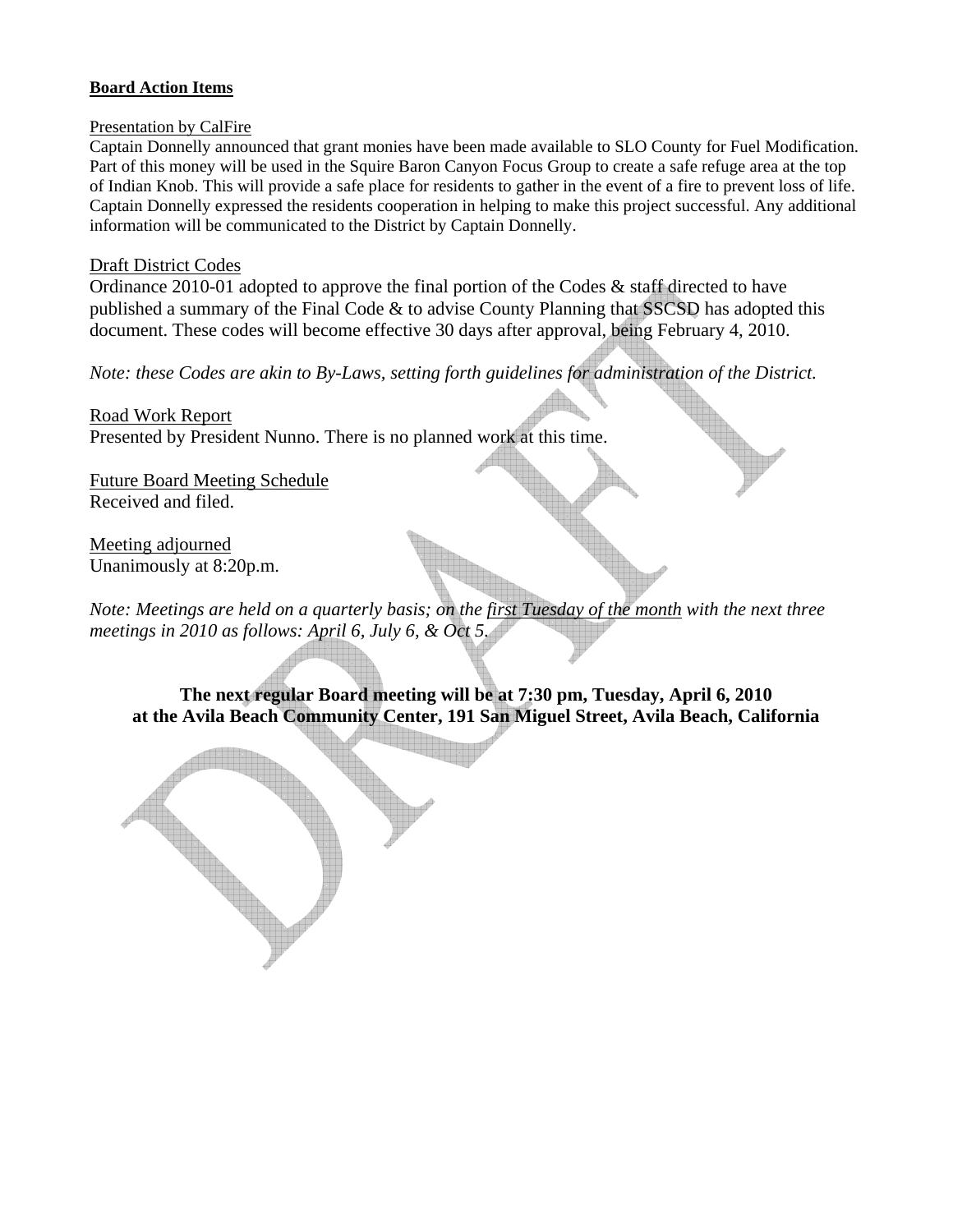**Board Action Items**

Presentation by CalFire

Captain Donnelly announced that grant monies have been made available to SLO County for Fuel Modification. Part of this money will be used in the Squire Baron Canyon Focus Group to create a safe refuge area at the top of Indian Knob. This will provide a safe place for residents to gather in the event of a fire to prevent loss of life. Captain Donnelly expressed the residents cooperation in helping to make this project successful. Any additional information will be communicated to the District by Captain Donnelly.

Draft District Codes

Ordinance 2010-01 adopted to approve the final portion of the Codes & staff directed to have published a summary of the Final Code & to advise County Planning that SSCSD has adopted this document. These codes will become effective 30 days after approval, being February 4, 2010.

*Note: these Codes are akin to By-Laws, setting forth guidelines for administration of the District.*

Road Work Report

Presented by President Nunno. There is no planned work at this time.

Future Board Meeting Schedule

Received and filed.

Meeting adjourned

Unanimously at 8:20p.m.

*Note: Meetings are held on a quarterly basis; on the first Tuesday of the month with the next three meetings in 2010 as follows: April 6, July 6, & Oct 5.*

**The next regular Board meeting will be at 7:30 pm, Tuesday, April 6, 2010 at the Avila Beach Community Center, 191 San Miguel Street, Avila Beach, California**